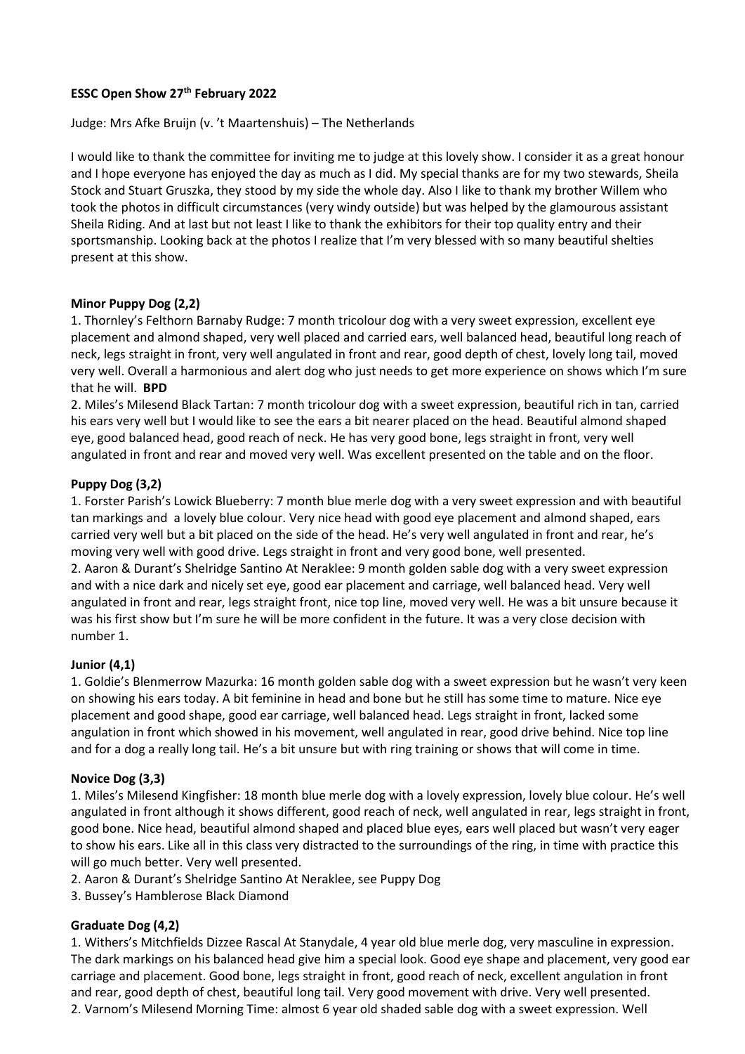**ESSC Open Show 27th February 2022**

Judge: Mrs Afke Bruijn (v. 't Maartenshuis) – The Netherlands

I would like to thank the committee for inviting me to judge at this lovely show. I consider it as a great honour and I hope everyone has enjoyed the day as much as I did. My special thanks are for my two stewards, Sheila Stock and Stuart Gruszka, they stood by my side the whole day. Also I like to thank my brother Willem who took the photos in difficult circumstances (very windy outside) but was helped by the glamourous assistant Sheila Riding. And at last but not least I like to thank the exhibitors for their top quality entry and their sportsmanship. Looking back at the photos I realize that I'm very blessed with so many beautiful shelties present at this show.

**Minor Puppy Dog (2,2)**

1. Thornley's Felthorn Barnaby Rudge: 7 month tricolour dog with a very sweet expression, excellent eye placement and almond shaped, very well placed and carried ears, well balanced head, beautiful long reach of neck, legs straight in front, very well angulated in front and rear, good depth of chest, lovely long tail, moved very well. Overall a harmonious and alert dog who just needs to get more experience on shows which I'm sure that he will. **BPD**
2. Miles's Milesend Black Tartan: 7 month tricolour dog with a sweet expression, beautiful rich in tan, carried his ears very well but I would like to see the ears a bit nearer placed on the head. Beautiful almond shaped eye, good balanced head, good reach of neck. He has very good bone, legs straight in front, very well angulated in front and rear and moved very well. Was excellent presented on the table and on the floor.

**Puppy Dog (3,2)**

1. Forster Parish's Lowick Blueberry: 7 month blue merle dog with a very sweet expression and with beautiful tan markings and a lovely blue colour. Very nice head with good eye placement and almond shaped, ears carried very well but a bit placed on the side of the head. He's very well angulated in front and rear, he's moving very well with good drive. Legs straight in front and very good bone, well presented.
2. Aaron & Durant's Shelridge Santino At Neraklee: 9 month golden sable dog with a very sweet expression and with a nice dark and nicely set eye, good ear placement and carriage, well balanced head. Very well angulated in front and rear, legs straight front, nice top line, moved very well. He was a bit unsure because it was his first show but I'm sure he will be more confident in the future. It was a very close decision with number 1.

**Junior (4,1)**

1. Goldie's Blenmerrow Mazurka: 16 month golden sable dog with a sweet expression but he wasn't very keen on showing his ears today. A bit feminine in head and bone but he still has some time to mature. Nice eye placement and good shape, good ear carriage, well balanced head. Legs straight in front, lacked some angulation in front which showed in his movement, well angulated in rear, good drive behind. Nice top line and for a dog a really long tail. He's a bit unsure but with ring training or shows that will come in time.

**Novice Dog (3,3)**

1. Miles's Milesend Kingfisher: 18 month blue merle dog with a lovely expression, lovely blue colour. He's well angulated in front although it shows different, good reach of neck, well angulated in rear, legs straight in front, good bone. Nice head, beautiful almond shaped and placed blue eyes, ears well placed but wasn't very eager to show his ears. Like all in this class very distracted to the surroundings of the ring, in time with practice this will go much better. Very well presented.
2. Aaron & Durant's Shelridge Santino At Neraklee, see Puppy Dog
3. Bussey's Hamblerose Black Diamond

**Graduate Dog (4,2)**

1. Withers's Mitchfields Dizzee Rascal At Stanydale, 4 year old blue merle dog, very masculine in expression. The dark markings on his balanced head give him a special look. Good eye shape and placement, very good ear carriage and placement. Good bone, legs straight in front, good reach of neck, excellent angulation in front and rear, good depth of chest, beautiful long tail. Very good movement with drive. Very well presented.
2. Varnom's Milesend Morning Time: almost 6 year old shaded sable dog with a sweet expression. Well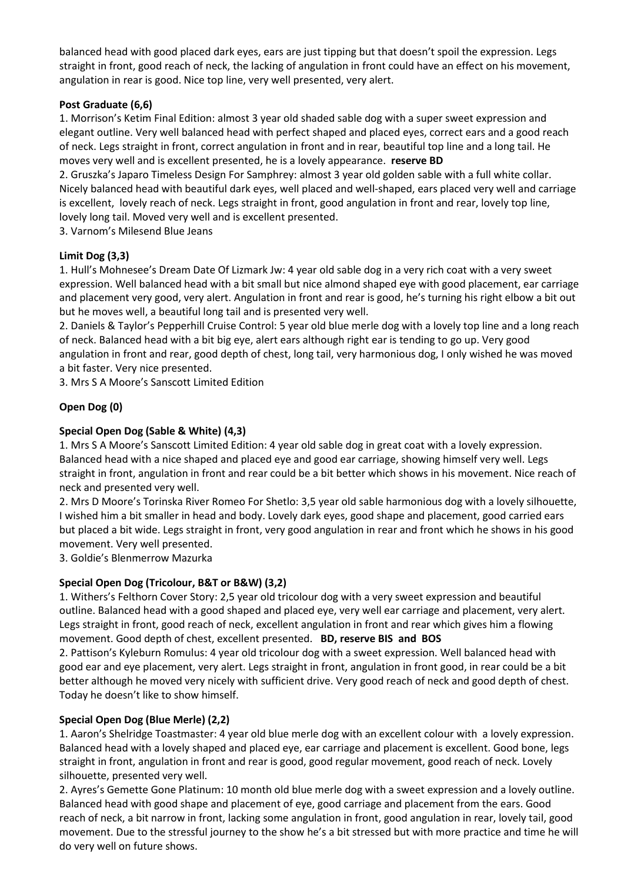balanced head with good placed dark eyes, ears are just tipping but that doesn't spoil the expression. Legs straight in front, good reach of neck, the lacking of angulation in front could have an effect on his movement, angulation in rear is good. Nice top line, very well presented, very alert.

**Post Graduate (6,6)**

1. Morrison's Ketim Final Edition: almost 3 year old shaded sable dog with a super sweet expression and elegant outline. Very well balanced head with perfect shaped and placed eyes, correct ears and a good reach of neck. Legs straight in front, correct angulation in front and in rear, beautiful top line and a long tail. He moves very well and is excellent presented, he is a lovely appearance. **reserve BD**
2. Gruszka's Japaro Timeless Design For Samphrey: almost 3 year old golden sable with a full white collar. Nicely balanced head with beautiful dark eyes, well placed and well-shaped, ears placed very well and carriage is excellent, lovely reach of neck. Legs straight in front, good angulation in front and rear, lovely top line, lovely long tail. Moved very well and is excellent presented.
3. Varnom's Milesend Blue Jeans

**Limit Dog (3,3)**

1. Hull's Mohnesee's Dream Date Of Lizmark Jw: 4 year old sable dog in a very rich coat with a very sweet expression. Well balanced head with a bit small but nice almond shaped eye with good placement, ear carriage and placement very good, very alert. Angulation in front and rear is good, he's turning his right elbow a bit out but he moves well, a beautiful long tail and is presented very well.
2. Daniels & Taylor's Pepperhill Cruise Control: 5 year old blue merle dog with a lovely top line and a long reach of neck. Balanced head with a bit big eye, alert ears although right ear is tending to go up. Very good angulation in front and rear, good depth of chest, long tail, very harmonious dog, I only wished he was moved a bit faster. Very nice presented.
3. Mrs S A Moore's Sanscott Limited Edition

**Open Dog (0)**

**Special Open Dog (Sable & White) (4,3)**

1. Mrs S A Moore's Sanscott Limited Edition: 4 year old sable dog in great coat with a lovely expression. Balanced head with a nice shaped and placed eye and good ear carriage, showing himself very well. Legs straight in front, angulation in front and rear could be a bit better which shows in his movement. Nice reach of neck and presented very well.
2. Mrs D Moore's Torinska River Romeo For Shetlo: 3,5 year old sable harmonious dog with a lovely silhouette, I wished him a bit smaller in head and body. Lovely dark eyes, good shape and placement, good carried ears but placed a bit wide. Legs straight in front, very good angulation in rear and front which he shows in his good movement. Very well presented.
3. Goldie's Blenmerrow Mazurka

**Special Open Dog (Tricolour, B&T or B&W) (3,2)**

1. Withers's Felthorn Cover Story: 2,5 year old tricolour dog with a very sweet expression and beautiful outline. Balanced head with a good shaped and placed eye, very well ear carriage and placement, very alert. Legs straight in front, good reach of neck, excellent angulation in front and rear which gives him a flowing movement. Good depth of chest, excellent presented. **BD, reserve BIS and BOS**
2. Pattison's Kyleburn Romulus: 4 year old tricolour dog with a sweet expression. Well balanced head with good ear and eye placement, very alert. Legs straight in front, angulation in front good, in rear could be a bit better although he moved very nicely with sufficient drive. Very good reach of neck and good depth of chest. Today he doesn't like to show himself.

**Special Open Dog (Blue Merle) (2,2)**

1. Aaron's Shelridge Toastmaster: 4 year old blue merle dog with an excellent colour with a lovely expression. Balanced head with a lovely shaped and placed eye, ear carriage and placement is excellent. Good bone, legs straight in front, angulation in front and rear is good, good regular movement, good reach of neck. Lovely silhouette, presented very well.
2. Ayres's Gemette Gone Platinum: 10 month old blue merle dog with a sweet expression and a lovely outline. Balanced head with good shape and placement of eye, good carriage and placement from the ears. Good reach of neck, a bit narrow in front, lacking some angulation in front, good angulation in rear, lovely tail, good movement. Due to the stressful journey to the show he's a bit stressed but with more practice and time he will do very well on future shows.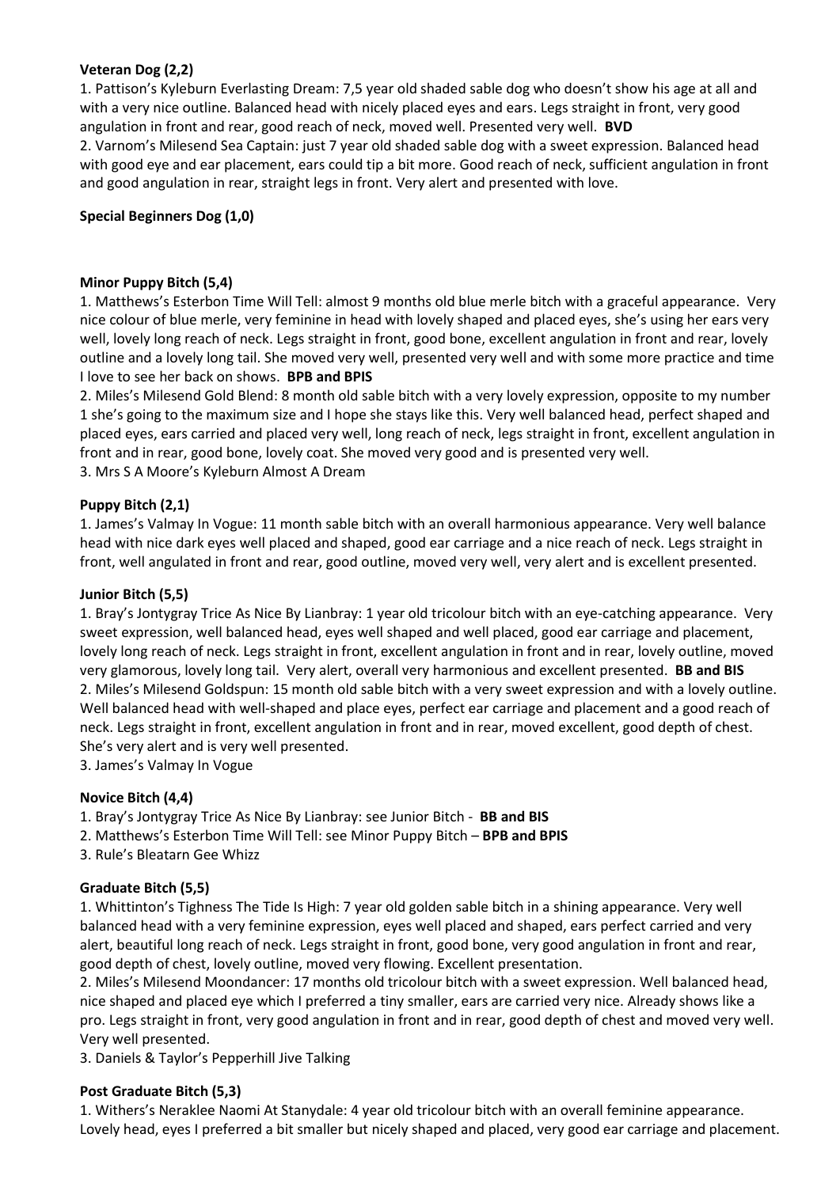**Veteran Dog (2,2)**

1. Pattison's Kyleburn Everlasting Dream: 7,5 year old shaded sable dog who doesn't show his age at all and with a very nice outline. Balanced head with nicely placed eyes and ears. Legs straight in front, very good angulation in front and rear, good reach of neck, moved well. Presented very well. **BVD**
2. Varnom's Milesend Sea Captain: just 7 year old shaded sable dog with a sweet expression. Balanced head with good eye and ear placement, ears could tip a bit more. Good reach of neck, sufficient angulation in front and good angulation in rear, straight legs in front. Very alert and presented with love.

**Special Beginners Dog (1,0)**

**Minor Puppy Bitch (5,4)**

1. Matthews's Esterbon Time Will Tell: almost 9 months old blue merle bitch with a graceful appearance. Very nice colour of blue merle, very feminine in head with lovely shaped and placed eyes, she's using her ears very well, lovely long reach of neck. Legs straight in front, good bone, excellent angulation in front and rear, lovely outline and a lovely long tail. She moved very well, presented very well and with some more practice and time I love to see her back on shows. **BPB and BPIS**
2. Miles's Milesend Gold Blend: 8 month old sable bitch with a very lovely expression, opposite to my number 1 she's going to the maximum size and I hope she stays like this. Very well balanced head, perfect shaped and placed eyes, ears carried and placed very well, long reach of neck, legs straight in front, excellent angulation in front and in rear, good bone, lovely coat. She moved very good and is presented very well.
3. Mrs S A Moore's Kyleburn Almost A Dream

**Puppy Bitch (2,1)**

1. James's Valmay In Vogue: 11 month sable bitch with an overall harmonious appearance. Very well balance head with nice dark eyes well placed and shaped, good ear carriage and a nice reach of neck. Legs straight in front, well angulated in front and rear, good outline, moved very well, very alert and is excellent presented.

**Junior Bitch (5,5)**

1. Bray's Jontygray Trice As Nice By Lianbray: 1 year old tricolour bitch with an eye-catching appearance. Very sweet expression, well balanced head, eyes well shaped and well placed, good ear carriage and placement, lovely long reach of neck. Legs straight in front, excellent angulation in front and in rear, lovely outline, moved very glamorous, lovely long tail. Very alert, overall very harmonious and excellent presented. **BB and BIS**
2. Miles's Milesend Goldspun: 15 month old sable bitch with a very sweet expression and with a lovely outline. Well balanced head with well-shaped and place eyes, perfect ear carriage and placement and a good reach of neck. Legs straight in front, excellent angulation in front and in rear, moved excellent, good depth of chest. She's very alert and is very well presented.
3. James's Valmay In Vogue

**Novice Bitch (4,4)**

1. Bray's Jontygray Trice As Nice By Lianbray: see Junior Bitch - **BB and BIS**
2. Matthews's Esterbon Time Will Tell: see Minor Puppy Bitch – **BPB and BPIS**
3. Rule's Bleatarn Gee Whizz

**Graduate Bitch (5,5)**

1. Whittinton's Tighness The Tide Is High: 7 year old golden sable bitch in a shining appearance. Very well balanced head with a very feminine expression, eyes well placed and shaped, ears perfect carried and very alert, beautiful long reach of neck. Legs straight in front, good bone, very good angulation in front and rear, good depth of chest, lovely outline, moved very flowing. Excellent presentation.
2. Miles's Milesend Moondancer: 17 months old tricolour bitch with a sweet expression. Well balanced head, nice shaped and placed eye which I preferred a tiny smaller, ears are carried very nice. Already shows like a pro. Legs straight in front, very good angulation in front and in rear, good depth of chest and moved very well. Very well presented.
3. Daniels & Taylor's Pepperhill Jive Talking

**Post Graduate Bitch (5,3)**

1. Withers's Neraklee Naomi At Stanydale: 4 year old tricolour bitch with an overall feminine appearance. Lovely head, eyes I preferred a bit smaller but nicely shaped and placed, very good ear carriage and placement.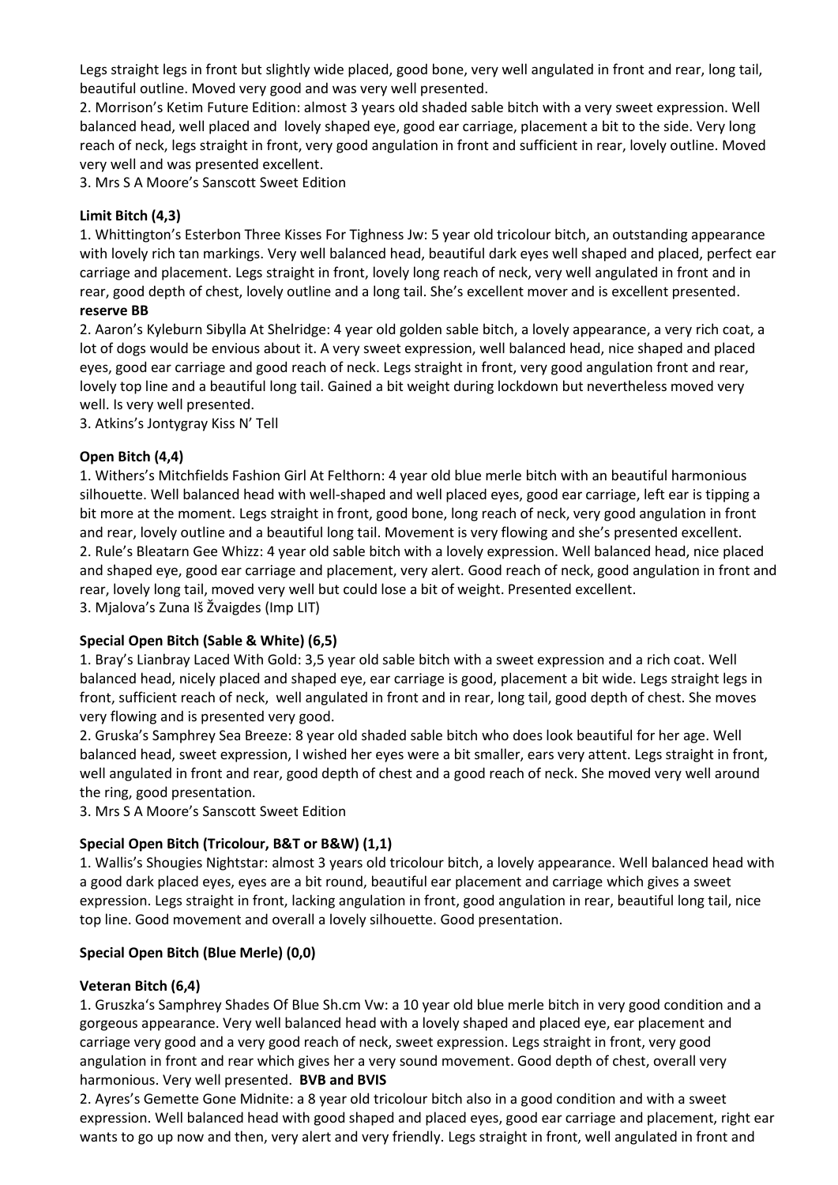Legs straight legs in front but slightly wide placed, good bone, very well angulated in front and rear, long tail, beautiful outline. Moved very good and was very well presented.

2. Morrison's Ketim Future Edition: almost 3 years old shaded sable bitch with a very sweet expression. Well balanced head, well placed and lovely shaped eye, good ear carriage, placement a bit to the side. Very long reach of neck, legs straight in front, very good angulation in front and sufficient in rear, lovely outline. Moved very well and was presented excellent.

3. Mrs S A Moore's Sanscott Sweet Edition

**Limit Bitch (4,3)**

1. Whittington's Esterbon Three Kisses For Tighness Jw: 5 year old tricolour bitch, an outstanding appearance with lovely rich tan markings. Very well balanced head, beautiful dark eyes well shaped and placed, perfect ear carriage and placement. Legs straight in front, lovely long reach of neck, very well angulated in front and in rear, good depth of chest, lovely outline and a long tail. She's excellent mover and is excellent presented. **reserve BB**

2. Aaron's Kyleburn Sibylla At Shelridge: 4 year old golden sable bitch, a lovely appearance, a very rich coat, a lot of dogs would be envious about it. A very sweet expression, well balanced head, nice shaped and placed eyes, good ear carriage and good reach of neck. Legs straight in front, very good angulation front and rear, lovely top line and a beautiful long tail. Gained a bit weight during lockdown but nevertheless moved very well. Is very well presented.

3. Atkins's Jontygray Kiss N' Tell

**Open Bitch (4,4)**

1. Withers's Mitchfields Fashion Girl At Felthorn: 4 year old blue merle bitch with an beautiful harmonious silhouette. Well balanced head with well-shaped and well placed eyes, good ear carriage, left ear is tipping a bit more at the moment. Legs straight in front, good bone, long reach of neck, very good angulation in front and rear, lovely outline and a beautiful long tail. Movement is very flowing and she's presented excellent.

2. Rule's Bleatarn Gee Whizz: 4 year old sable bitch with a lovely expression. Well balanced head, nice placed and shaped eye, good ear carriage and placement, very alert. Good reach of neck, good angulation in front and rear, lovely long tail, moved very well but could lose a bit of weight. Presented excellent.

3. Mjalova's Zuna Iš Žvaigdes (Imp LIT)

**Special Open Bitch (Sable & White) (6,5)**

1. Bray's Lianbray Laced With Gold: 3,5 year old sable bitch with a sweet expression and a rich coat. Well balanced head, nicely placed and shaped eye, ear carriage is good, placement a bit wide. Legs straight legs in front, sufficient reach of neck, well angulated in front and in rear, long tail, good depth of chest. She moves very flowing and is presented very good.

2. Gruska's Samphrey Sea Breeze: 8 year old shaded sable bitch who does look beautiful for her age. Well balanced head, sweet expression, I wished her eyes were a bit smaller, ears very attent. Legs straight in front, well angulated in front and rear, good depth of chest and a good reach of neck. She moved very well around the ring, good presentation.

3. Mrs S A Moore's Sanscott Sweet Edition

**Special Open Bitch (Tricolour, B&T or B&W) (1,1)**

1. Wallis's Shougies Nightstar: almost 3 years old tricolour bitch, a lovely appearance. Well balanced head with a good dark placed eyes, eyes are a bit round, beautiful ear placement and carriage which gives a sweet expression. Legs straight in front, lacking angulation in front, good angulation in rear, beautiful long tail, nice top line. Good movement and overall a lovely silhouette. Good presentation.

**Special Open Bitch (Blue Merle) (0,0)**

**Veteran Bitch (6,4)**

1. Gruszka's Samphrey Shades Of Blue Sh.cm Vw: a 10 year old blue merle bitch in very good condition and a gorgeous appearance. Very well balanced head with a lovely shaped and placed eye, ear placement and carriage very good and a very good reach of neck, sweet expression. Legs straight in front, very good angulation in front and rear which gives her a very sound movement. Good depth of chest, overall very harmonious. Very well presented. **BVB and BVIS**

2. Ayres's Gemette Gone Midnite: a 8 year old tricolour bitch also in a good condition and with a sweet expression. Well balanced head with good shaped and placed eyes, good ear carriage and placement, right ear wants to go up now and then, very alert and very friendly. Legs straight in front, well angulated in front and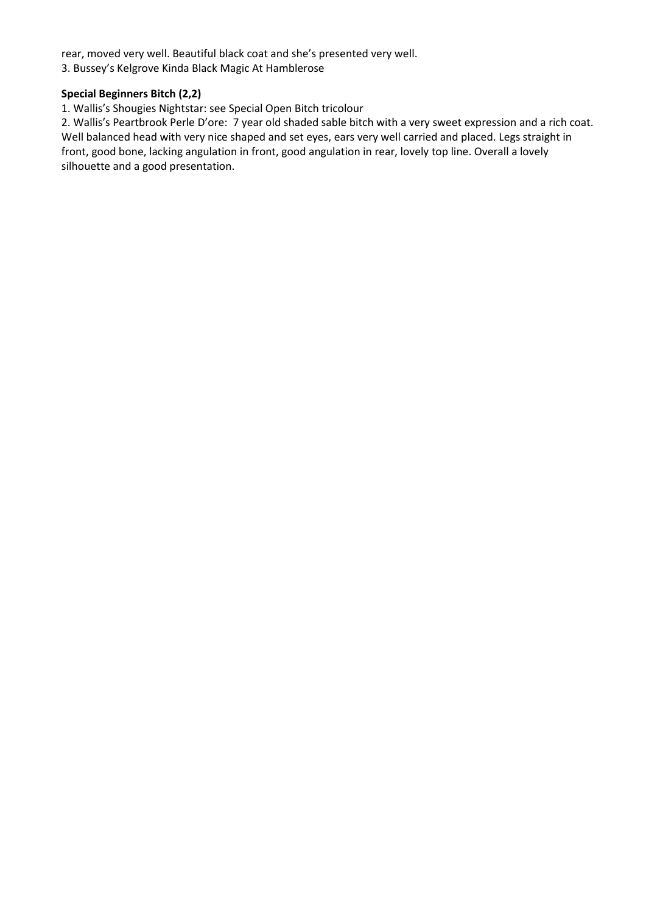rear, moved very well. Beautiful black coat and she's presented very well.
3. Bussey's Kelgrove Kinda Black Magic At Hamblerose

**Special Beginners Bitch (2,2)**

1. Wallis's Shougies Nightstar: see Special Open Bitch tricolour
2. Wallis's Peartbrook Perle D'ore:  7 year old shaded sable bitch with a very sweet expression and a rich coat. Well balanced head with very nice shaped and set eyes, ears very well carried and placed. Legs straight in front, good bone, lacking angulation in front, good angulation in rear, lovely top line. Overall a lovely silhouette and a good presentation.